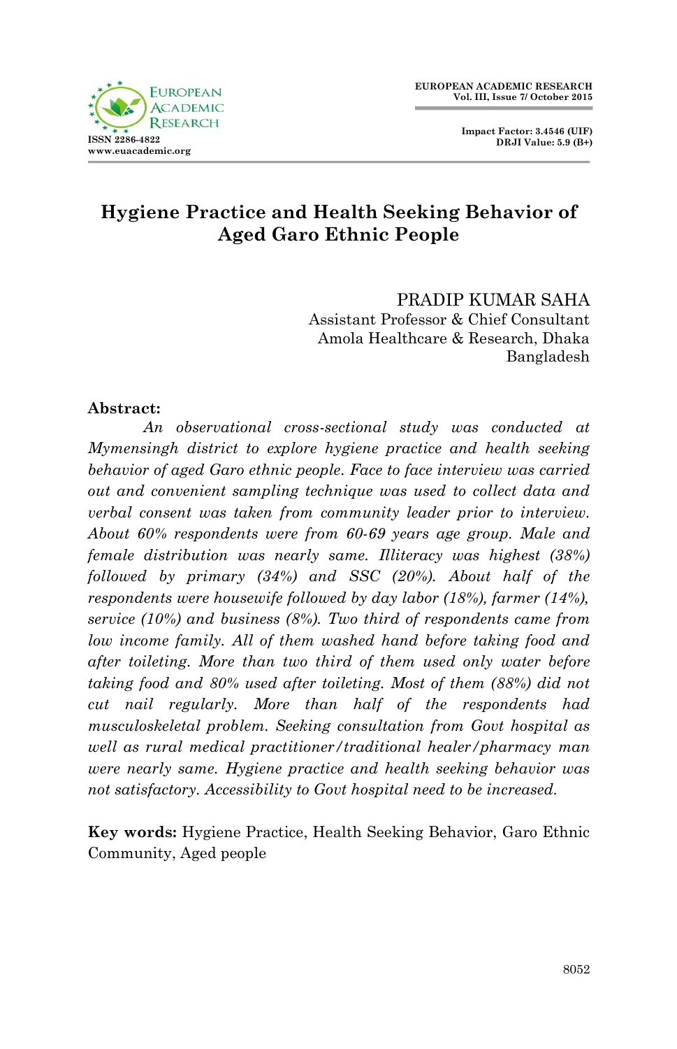# Hygiene Practice and Health Seeking Behavior of Aged Garo Ethnic People

PRADIP KUMAR SAHA
Assistant Professor & Chief Consultant
Amola Healthcare & Research, Dhaka
Bangladesh

**Abstract:**

*An observational cross-sectional study was conducted at Mymensingh district to explore hygiene practice and health seeking behavior of aged Garo ethnic people. Face to face interview was carried out and convenient sampling technique was used to collect data and verbal consent was taken from community leader prior to interview. About 60% respondents were from 60-69 years age group. Male and female distribution was nearly same. Illiteracy was highest (38%) followed by primary (34%) and SSC (20%). About half of the respondents were housewife followed by day labor (18%), farmer (14%), service (10%) and business (8%). Two third of respondents came from low income family. All of them washed hand before taking food and after toileting. More than two third of them used only water before taking food and 80% used after toileting. Most of them (88%) did not cut nail regularly. More than half of the respondents had musculoskeletal problem. Seeking consultation from Govt hospital as well as rural medical practitioner/traditional healer/pharmacy man were nearly same. Hygiene practice and health seeking behavior was not satisfactory. Accessibility to Govt hospital need to be increased.*

**Key words:** Hygiene Practice, Health Seeking Behavior, Garo Ethnic Community, Aged people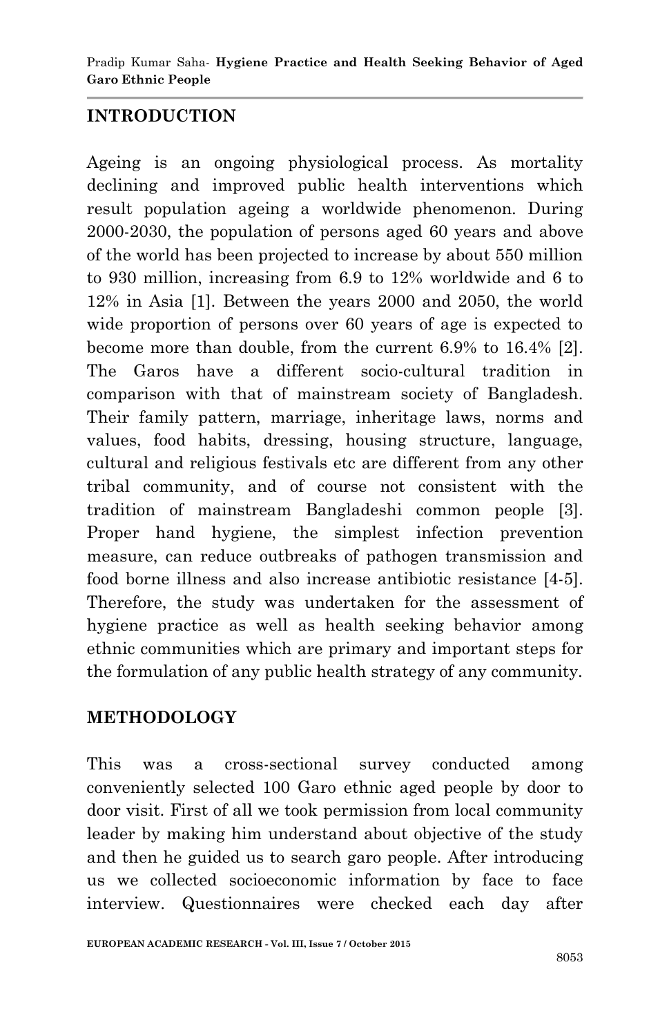## INTRODUCTION

Ageing is an ongoing physiological process. As mortality declining and improved public health interventions which result population ageing a worldwide phenomenon. During 2000-2030, the population of persons aged 60 years and above of the world has been projected to increase by about 550 million to 930 million, increasing from 6.9 to 12% worldwide and 6 to 12% in Asia [1]. Between the years 2000 and 2050, the world wide proportion of persons over 60 years of age is expected to become more than double, from the current 6.9% to 16.4% [2]. The Garos have a different socio-cultural tradition in comparison with that of mainstream society of Bangladesh. Their family pattern, marriage, inheritage laws, norms and values, food habits, dressing, housing structure, language, cultural and religious festivals etc are different from any other tribal community, and of course not consistent with the tradition of mainstream Bangladeshi common people [3]. Proper hand hygiene, the simplest infection prevention measure, can reduce outbreaks of pathogen transmission and food borne illness and also increase antibiotic resistance [4-5]. Therefore, the study was undertaken for the assessment of hygiene practice as well as health seeking behavior among ethnic communities which are primary and important steps for the formulation of any public health strategy of any community.

## METHODOLOGY

This was a cross-sectional survey conducted among conveniently selected 100 Garo ethnic aged people by door to door visit. First of all we took permission from local community leader by making him understand about objective of the study and then he guided us to search garo people. After introducing us we collected socioeconomic information by face to face interview. Questionnaires were checked each day after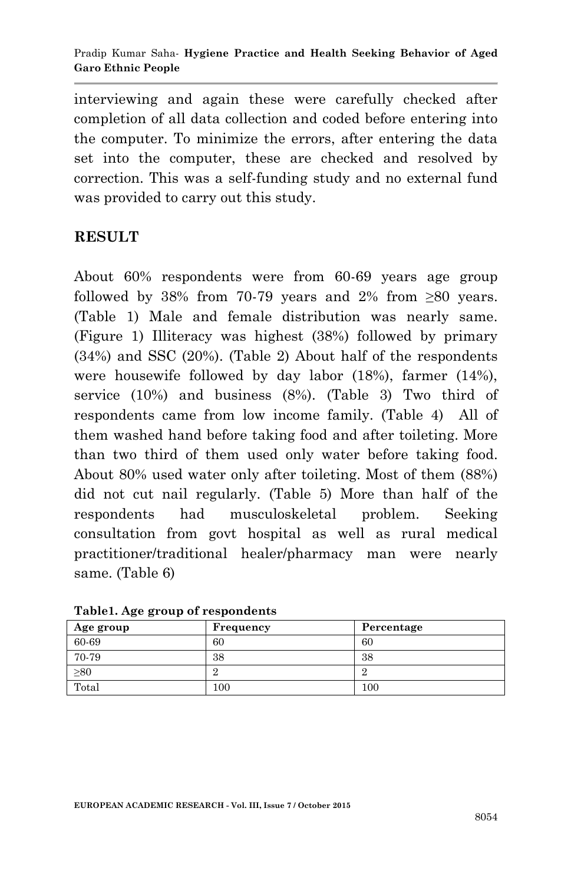interviewing and again these were carefully checked after completion of all data collection and coded before entering into the computer. To minimize the errors, after entering the data set into the computer, these are checked and resolved by correction. This was a self-funding study and no external fund was provided to carry out this study.

## RESULT

About 60% respondents were from 60-69 years age group followed by 38% from 70-79 years and 2% from ≥80 years. (Table 1) Male and female distribution was nearly same. (Figure 1) Illiteracy was highest (38%) followed by primary (34%) and SSC (20%). (Table 2) About half of the respondents were housewife followed by day labor (18%), farmer (14%), service (10%) and business (8%). (Table 3) Two third of respondents came from low income family. (Table 4) All of them washed hand before taking food and after toileting. More than two third of them used only water before taking food. About 80% used water only after toileting. Most of them (88%) did not cut nail regularly. (Table 5) More than half of the respondents had musculoskeletal problem. Seeking consultation from govt hospital as well as rural medical practitioner/traditional healer/pharmacy man were nearly same. (Table 6)

**Table1. Age group of respondents**

| Age group | Frequency | Percentage |
|---|---|---|
| 60-69 | 60 | 60 |
| 70-79 | 38 | 38 |
| ≥80 | 2 | 2 |
| Total | 100 | 100 |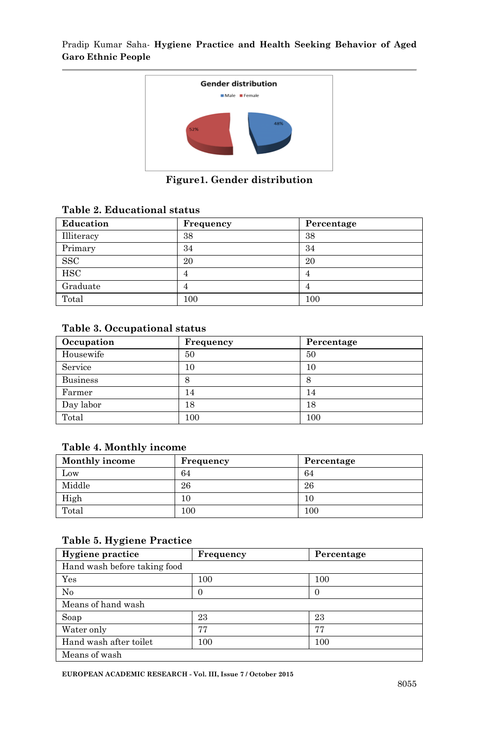**Figure1. Gender distribution**

**Table 2. Educational status**

| Education | Frequency | Percentage |
|---|---|---|
| Illiteracy | 38 | 38 |
| Primary | 34 | 34 |
| SSC | 20 | 20 |
| HSC | 4 | 4 |
| Graduate | 4 | 4 |
| Total | 100 | 100 |

**Table 3. Occupational status**

| Occupation | Frequency | Percentage |
|---|---|---|
| Housewife | 50 | 50 |
| Service | 10 | 10 |
| Business | 8 | 8 |
| Farmer | 14 | 14 |
| Day labor | 18 | 18 |
| Total | 100 | 100 |

**Table 4. Monthly income**

| Monthly income | Frequency | Percentage |
|---|---|---|
| Low | 64 | 64 |
| Middle | 26 | 26 |
| High | 10 | 10 |
| Total | 100 | 100 |

**Table 5. Hygiene Practice**

| Hygiene practice | Frequency | Percentage |
|---|---|---|
| Hand wash before taking food | | |
| Yes | 100 | 100 |
| No | 0 | 0 |
| Means of hand wash | | |
| Soap | 23 | 23 |
| Water only | 77 | 77 |
| Hand wash after toilet | 100 | 100 |
| Means of wash | | |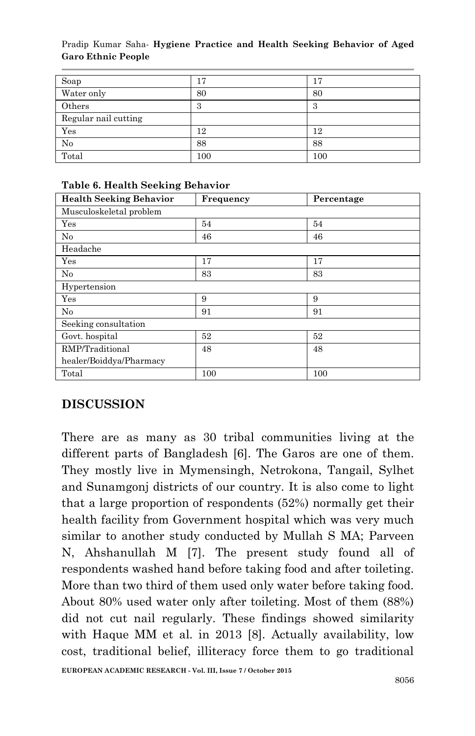| Soap | 17 | 17 |
|---|---|---|
| Water only | 80 | 80 |
| Others | 3 | 3 |
| Regular nail cutting | | |
| Yes | 12 | 12 |
| No | 88 | 88 |
| Total | 100 | 100 |

**Table 6. Health Seeking Behavior**

| **Health Seeking Behavior** | **Frequency** | **Percentage** |
|---|---|---|
| Musculoskeletal problem | | |
| Yes | 54 | 54 |
| No | 46 | 46 |
| Headache | | |
| Yes | 17 | 17 |
| No | 83 | 83 |
| Hypertension | | |
| Yes | 9 | 9 |
| No | 91 | 91 |
| Seeking consultation | | |
| Govt. hospital | 52 | 52 |
| RMP/Traditional healer/Boiddya/Pharmacy | 48 | 48 |
| Total | 100 | 100 |

## DISCUSSION

There are as many as 30 tribal communities living at the different parts of Bangladesh [6]. The Garos are one of them. They mostly live in Mymensingh, Netrokona, Tangail, Sylhet and Sunamgonj districts of our country. It is also come to light that a large proportion of respondents (52%) normally get their health facility from Government hospital which was very much similar to another study conducted by Mullah S MA; Parveen N, Ahshanullah M [7]. The present study found all of respondents washed hand before taking food and after toileting. More than two third of them used only water before taking food. About 80% used water only after toileting. Most of them (88%) did not cut nail regularly. These findings showed similarity with Haque MM et al. in 2013 [8]. Actually availability, low cost, traditional belief, illiteracy force them to go traditional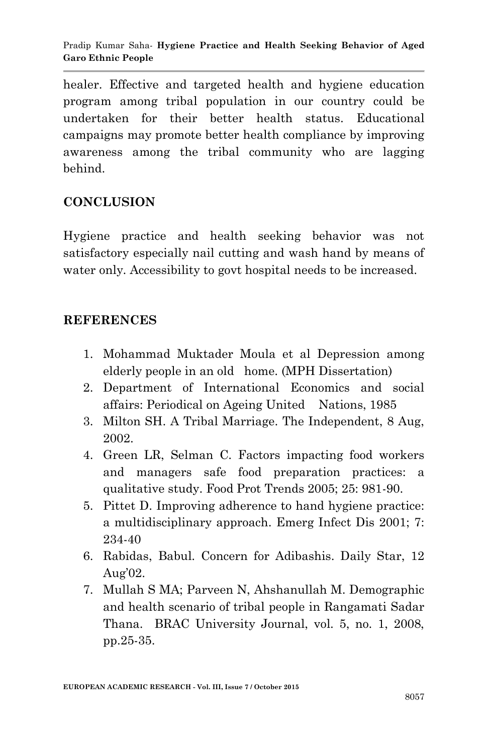healer. Effective and targeted health and hygiene education program among tribal population in our country could be undertaken for their better health status. Educational campaigns may promote better health compliance by improving awareness among the tribal community who are lagging behind.

## CONCLUSION

Hygiene practice and health seeking behavior was not satisfactory especially nail cutting and wash hand by means of water only. Accessibility to govt hospital needs to be increased.

## REFERENCES

1. Mohammad Muktader Moula et al Depression among elderly people in an old home. (MPH Dissertation)
2. Department of International Economics and social affairs: Periodical on Ageing United Nations, 1985
3. Milton SH. A Tribal Marriage. The Independent, 8 Aug, 2002.
4. Green LR, Selman C. Factors impacting food workers and managers safe food preparation practices: a qualitative study. Food Prot Trends 2005; 25: 981-90.
5. Pittet D. Improving adherence to hand hygiene practice: a multidisciplinary approach. Emerg Infect Dis 2001; 7: 234-40
6. Rabidas, Babul. Concern for Adibashis. Daily Star, 12 Aug'02.
7. Mullah S MA; Parveen N, Ahshanullah M. Demographic and health scenario of tribal people in Rangamati Sadar Thana. BRAC University Journal, vol. 5, no. 1, 2008, pp.25-35.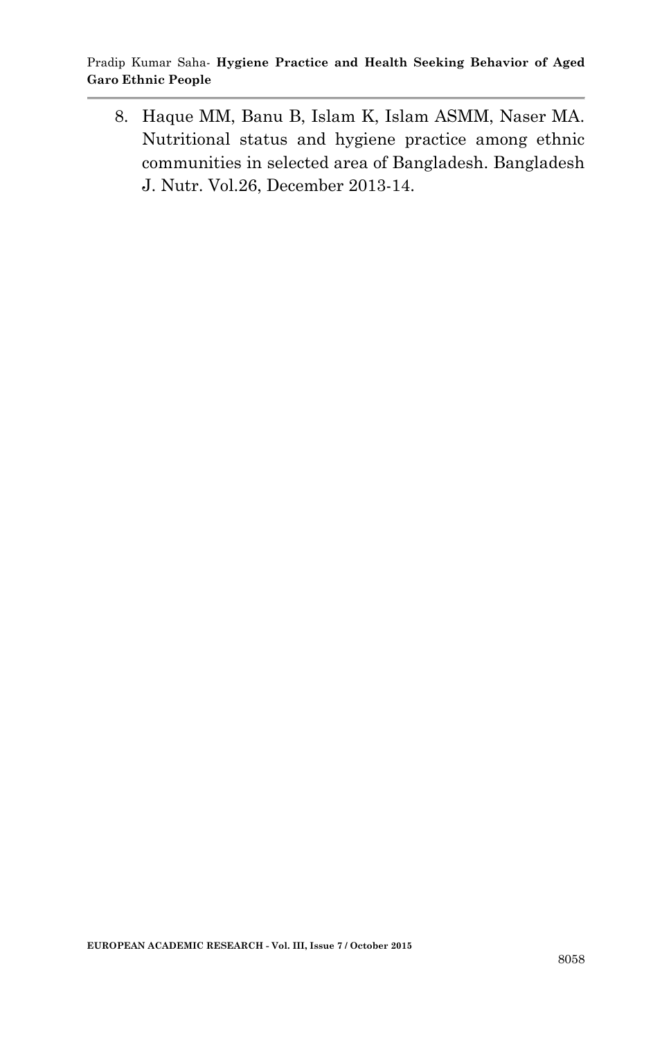8. Haque MM, Banu B, Islam K, Islam ASMM, Naser MA. Nutritional status and hygiene practice among ethnic communities in selected area of Bangladesh. Bangladesh J. Nutr. Vol.26, December 2013-14.